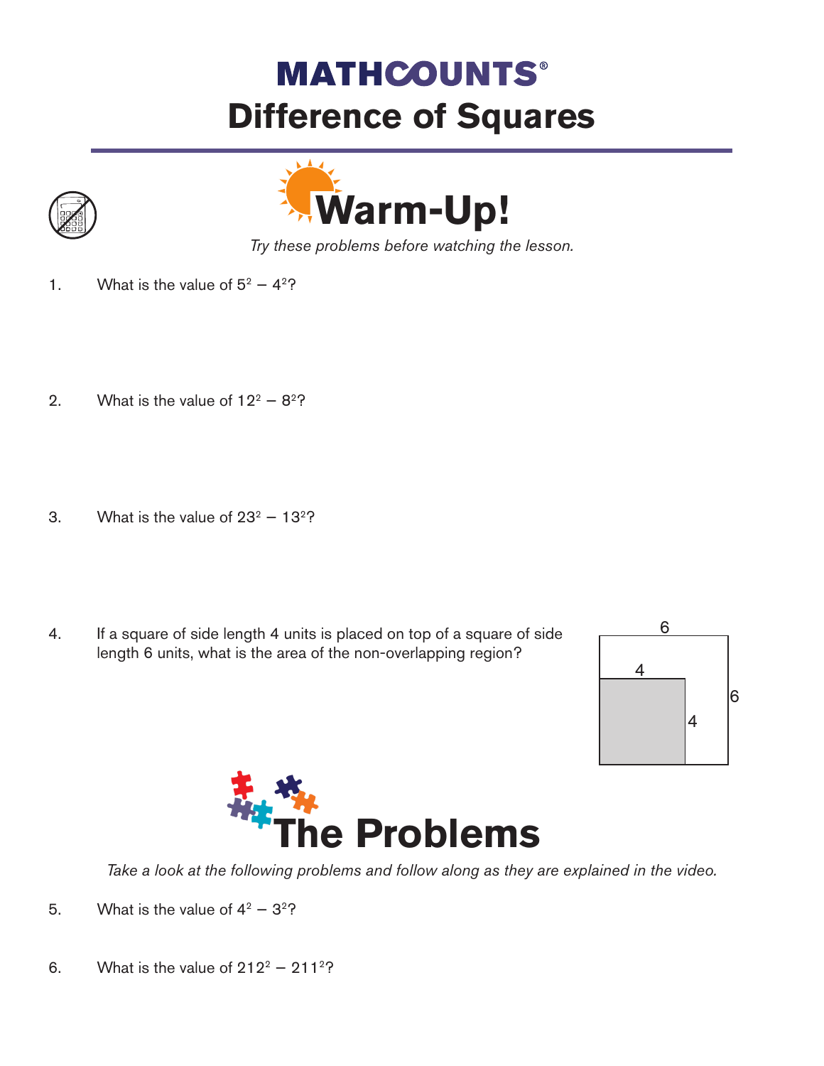# MATHCOUNTS®

# Difference of Squares

## Warm-Up!

*Try these problems before watching the lesson.*

1. What is the value of $5^2 - 4^2$?

2. What is the value of $12^2 - 8^2$?

3. What is the value of $23^2 - 13^2$?

4. If a square of side length 4 units is placed on top of a square of side length 6 units, what is the area of the non-overlapping region?

## The Problems

*Take a look at the following problems and follow along as they are explained in the video.*

5. What is the value of $4^2 - 3^2$?

6. What is the value of $212^2 - 211^2$?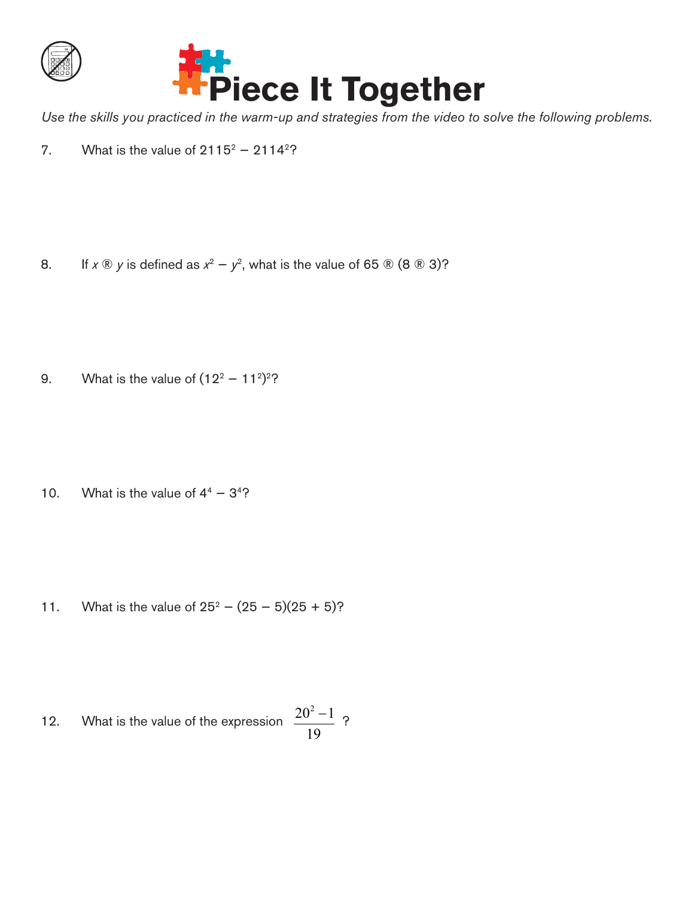# Piece It Together

*Use the skills you practiced in the warm-up and strategies from the video to solve the following problems.*

7. What is the value of $2115^2 - 2114^2$?

8. If $x$ ® $y$ is defined as $x^2 - y^2$, what is the value of 65 ® (8 ® 3)?

9. What is the value of $(12^2 - 11^2)^2$?

10. What is the value of $4^4 - 3^4$?

11. What is the value of $25^2 - (25 - 5)(25 + 5)$?

12. What is the value of the expression $\dfrac{20^2 - 1}{19}$?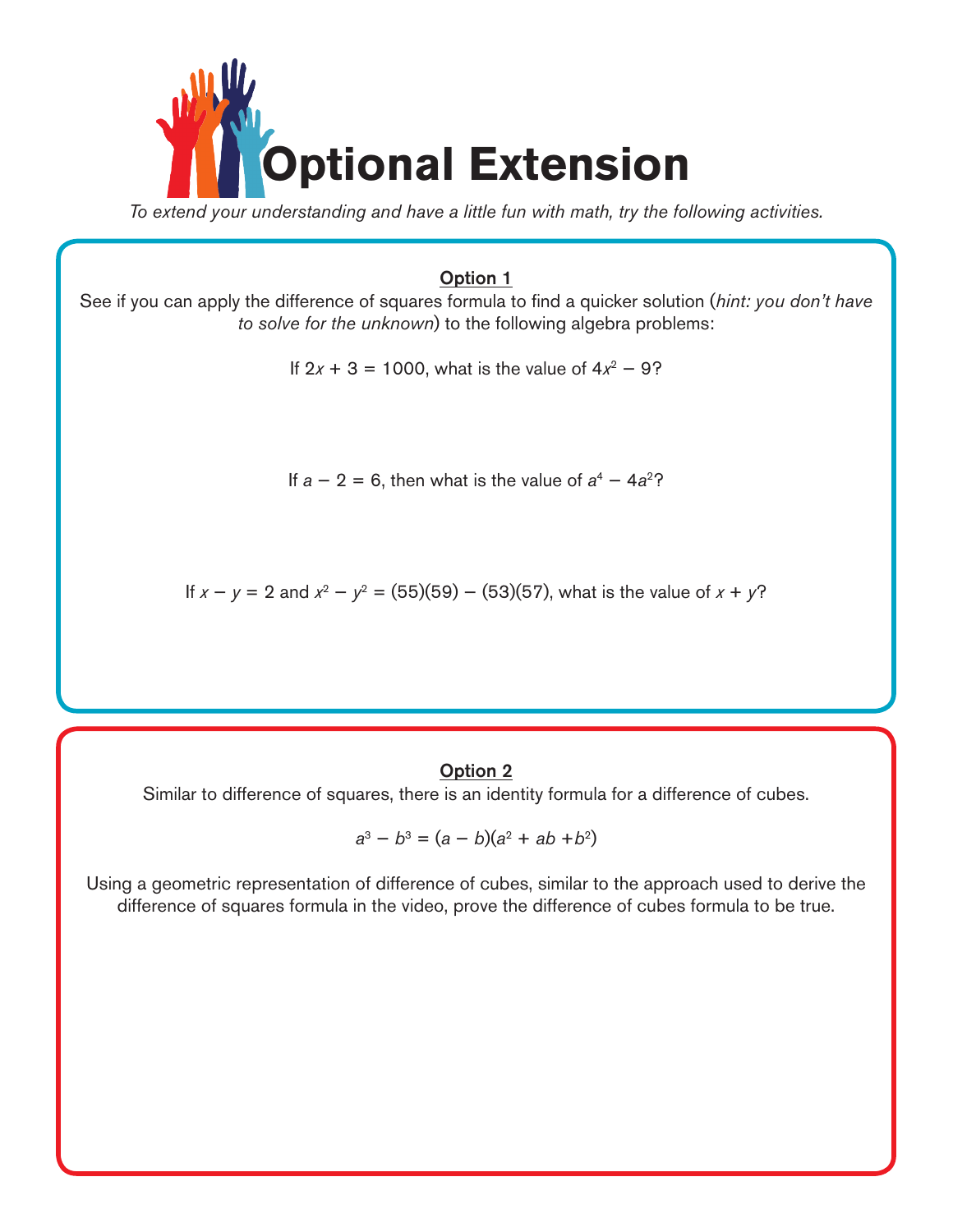# Optional Extension

*To extend your understanding and have a little fun with math, try the following activities.*

## Option 1

See if you can apply the difference of squares formula to find a quicker solution (*hint: you don't have to solve for the unknown*) to the following algebra problems:

If $2x + 3 = 1000$, what is the value of $4x^2 - 9$?

If $a - 2 = 6$, then what is the value of $a^4 - 4a^2$?

If $x - y = 2$ and $x^2 - y^2 = (55)(59) - (53)(57)$, what is the value of $x + y$?

## Option 2

Similar to difference of squares, there is an identity formula for a difference of cubes.

$$a^3 - b^3 = (a - b)(a^2 + ab + b^2)$$

Using a geometric representation of difference of cubes, similar to the approach used to derive the difference of squares formula in the video, prove the difference of cubes formula to be true.